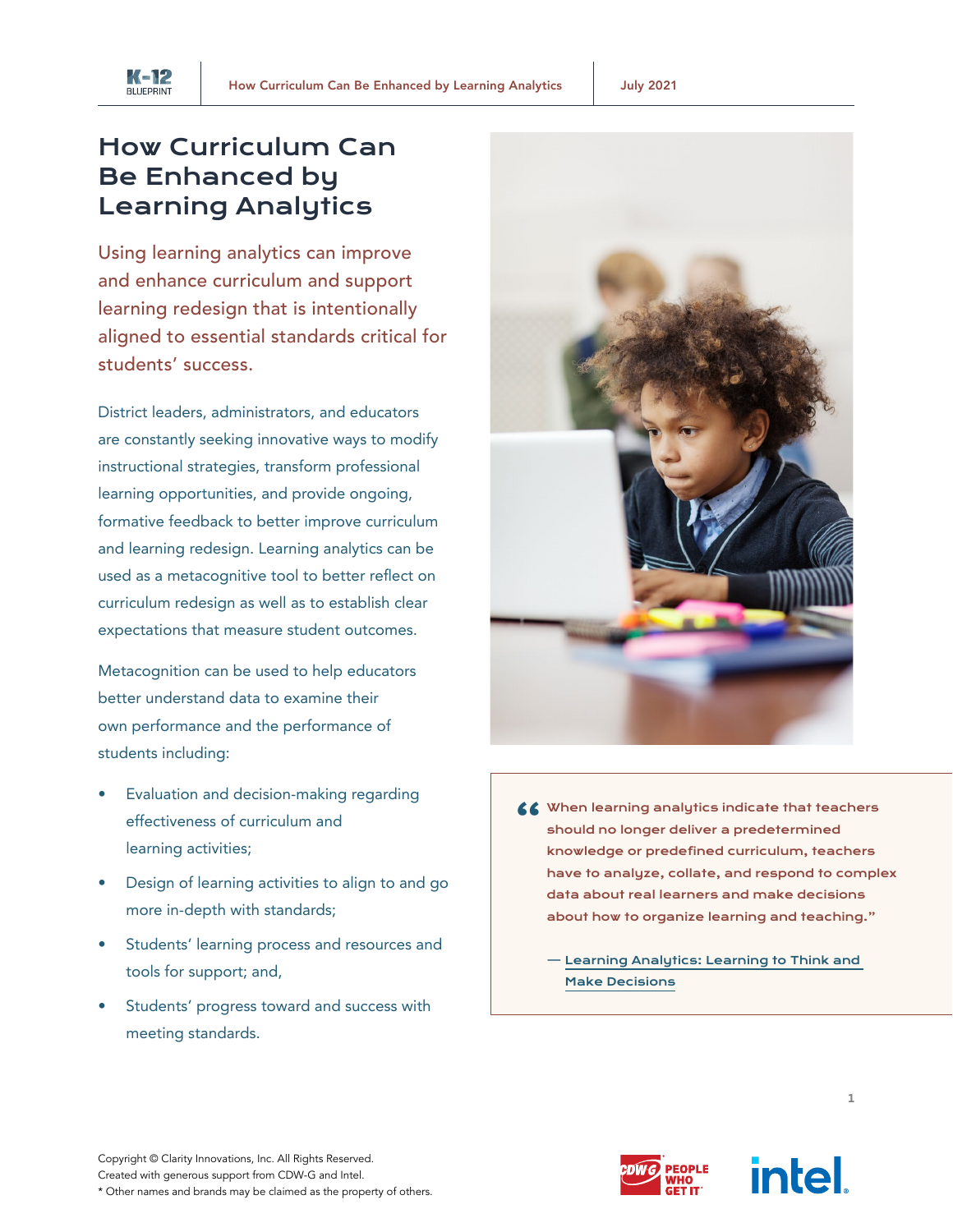# How Curriculum Can Be Enhanced by Learning Analytics

Using learning analytics can improve and enhance curriculum and support learning redesign that is intentionally aligned to essential standards critical for students' success.

District leaders, administrators, and educators are constantly seeking innovative ways to modify instructional strategies, transform professional learning opportunities, and provide ongoing, formative feedback to better improve curriculum and learning redesign. Learning analytics can be used as a metacognitive tool to better reflect on curriculum redesign as well as to establish clear expectations that measure student outcomes.

Metacognition can be used to help educators better understand data to examine their own performance and the performance of students including:

- Evaluation and decision-making regarding effectiveness of curriculum and learning activities;
- Design of learning activities to align to and go more in-depth with standards;
- Students' learning process and resources and tools for support; and,
- Students' progress toward and success with meeting standards.

> "When learning analytics indicate that teachers should no longer deliver a predetermined knowledge or predefined curriculum, teachers have to analyze, collate, and respond to complex data about real learners and make decisions about how to organize learning and teaching."
>
> — Learning Analytics: Learning to Think and Make Decisions

Copyright © Clarity Innovations, Inc. All Rights Reserved.
Created with generous support from CDW-G and Intel.
* Other names and brands may be claimed as the property of others.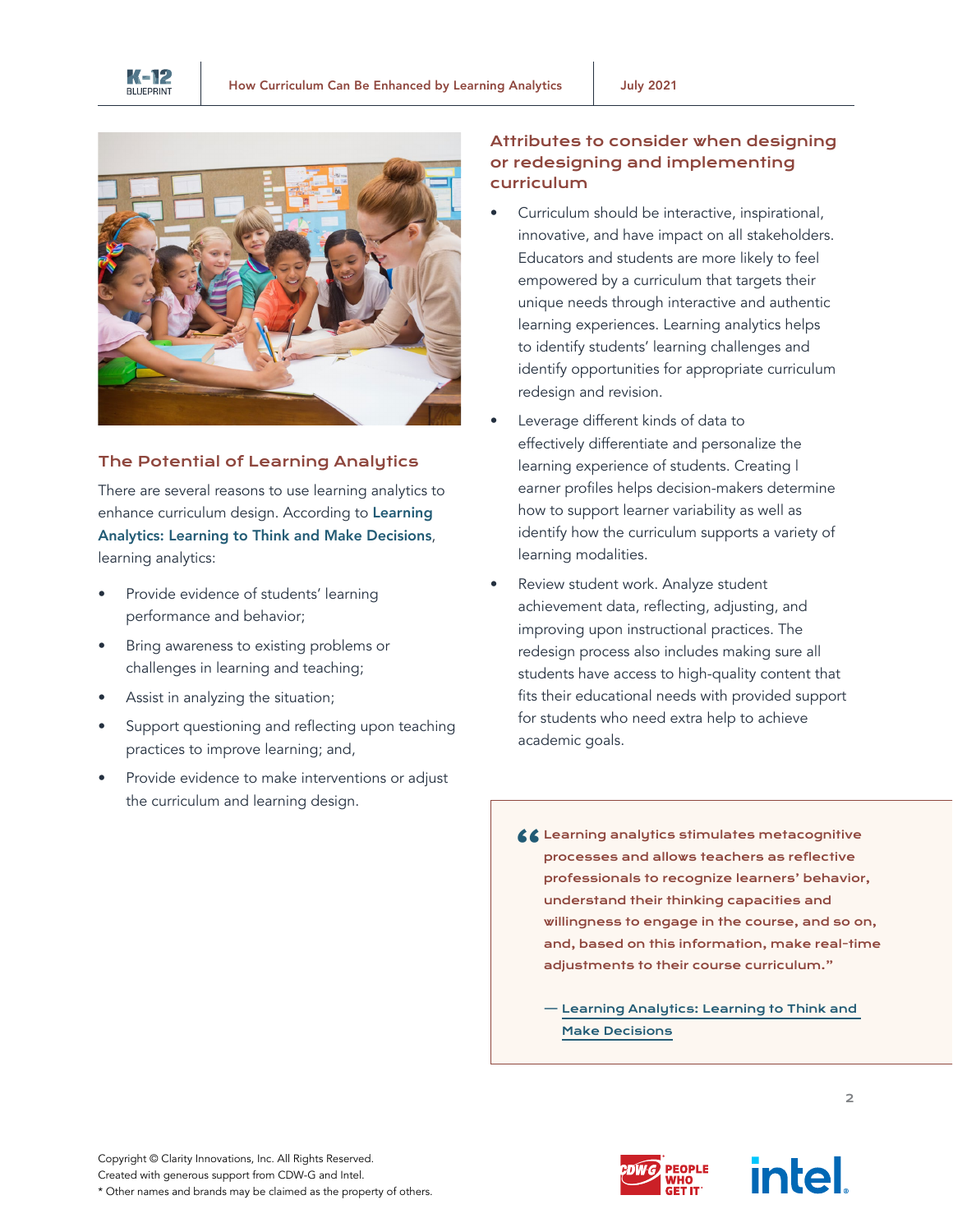## The Potential of Learning Analytics

There are several reasons to use learning analytics to enhance curriculum design. According to **Learning Analytics: Learning to Think and Make Decisions**, learning analytics:

- Provide evidence of students' learning performance and behavior;
- Bring awareness to existing problems or challenges in learning and teaching;
- Assist in analyzing the situation;
- Support questioning and reflecting upon teaching practices to improve learning; and,
- Provide evidence to make interventions or adjust the curriculum and learning design.

## Attributes to consider when designing or redesigning and implementing curriculum

- Curriculum should be interactive, inspirational, innovative, and have impact on all stakeholders. Educators and students are more likely to feel empowered by a curriculum that targets their unique needs through interactive and authentic learning experiences. Learning analytics helps to identify students' learning challenges and identify opportunities for appropriate curriculum redesign and revision.
- Leverage different kinds of data to effectively differentiate and personalize the learning experience of students. Creating l earner profiles helps decision-makers determine how to support learner variability as well as identify how the curriculum supports a variety of learning modalities.
- Review student work. Analyze student achievement data, reflecting, adjusting, and improving upon instructional practices. The redesign process also includes making sure all students have access to high-quality content that fits their educational needs with provided support for students who need extra help to achieve academic goals.

> "Learning analytics stimulates metacognitive processes and allows teachers as reflective professionals to recognize learners' behavior, understand their thinking capacities and willingness to engage in the course, and so on, and, based on this information, make real-time adjustments to their course curriculum."
>
> — Learning Analytics: Learning to Think and Make Decisions

Copyright © Clarity Innovations, Inc. All Rights Reserved.
Created with generous support from CDW-G and Intel.
* Other names and brands may be claimed as the property of others.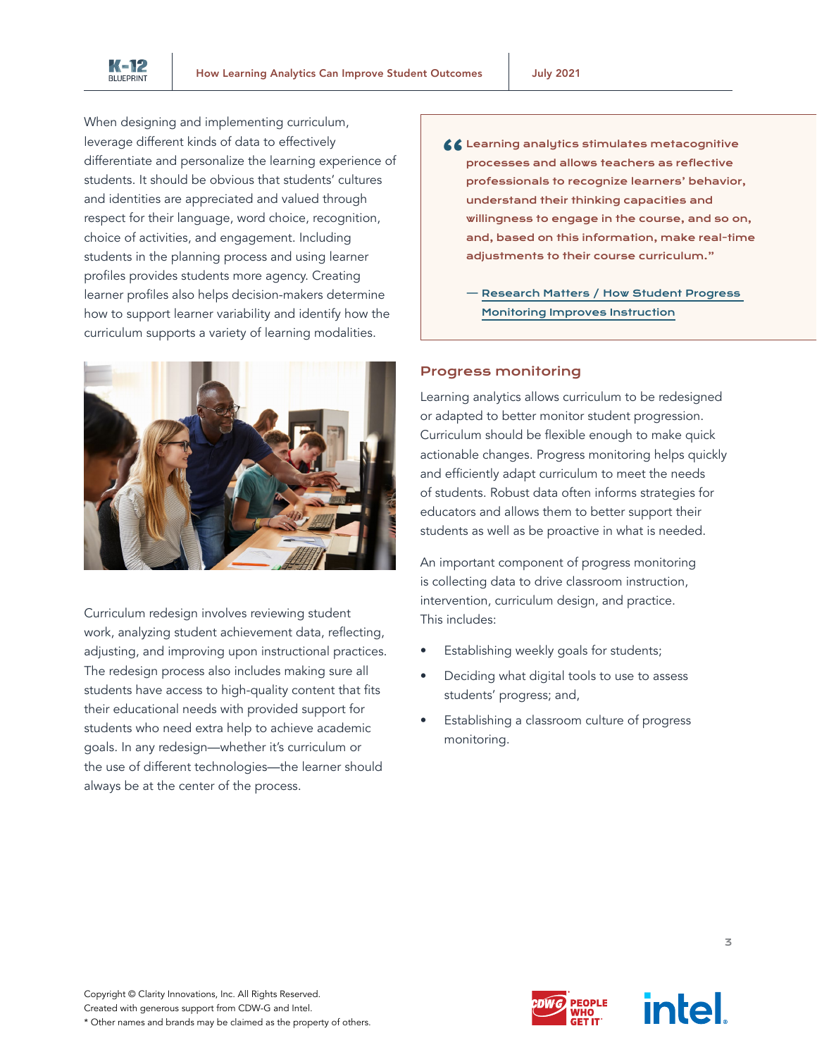When designing and implementing curriculum, leverage different kinds of data to effectively differentiate and personalize the learning experience of students. It should be obvious that students' cultures and identities are appreciated and valued through respect for their language, word choice, recognition, choice of activities, and engagement. Including students in the planning process and using learner profiles provides students more agency. Creating learner profiles also helps decision-makers determine how to support learner variability and identify how the curriculum supports a variety of learning modalities.

Curriculum redesign involves reviewing student work, analyzing student achievement data, reflecting, adjusting, and improving upon instructional practices. The redesign process also includes making sure all students have access to high-quality content that fits their educational needs with provided support for students who need extra help to achieve academic goals. In any redesign—whether it's curriculum or the use of different technologies—the learner should always be at the center of the process.

> **"Learning analytics stimulates metacognitive processes and allows teachers as reflective professionals to recognize learners' behavior, understand their thinking capacities and willingness to engage in the course, and so on, and, based on this information, make real-time adjustments to their course curriculum."**
>
> — Research Matters / How Student Progress Monitoring Improves Instruction

## Progress monitoring

Learning analytics allows curriculum to be redesigned or adapted to better monitor student progression. Curriculum should be flexible enough to make quick actionable changes. Progress monitoring helps quickly and efficiently adapt curriculum to meet the needs of students. Robust data often informs strategies for educators and allows them to better support their students as well as be proactive in what is needed.

An important component of progress monitoring is collecting data to drive classroom instruction, intervention, curriculum design, and practice. This includes:

- Establishing weekly goals for students;
- Deciding what digital tools to use to assess students' progress; and,
- Establishing a classroom culture of progress monitoring.

Copyright © Clarity Innovations, Inc. All Rights Reserved.
Created with generous support from CDW-G and Intel.
* Other names and brands may be claimed as the property of others.